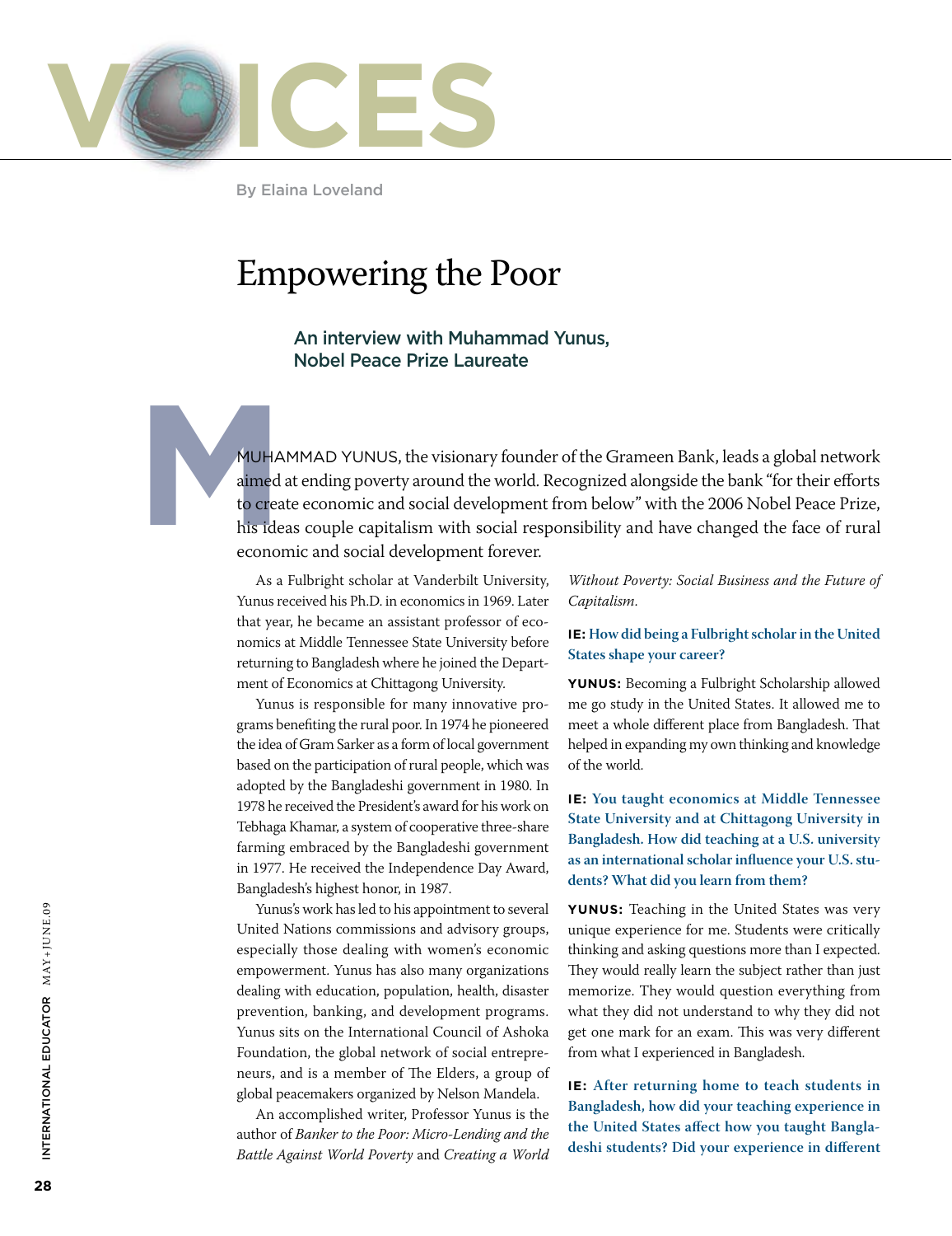# VOICES

By Elaina Loveland

## Empowering the Poor

### An interview with Muhammad Yunus, Nobel Peace Prize Laureate

MUHAMMAD YUNUS, the visionary founder of the Grameen Bank, leads a global network aimed at ending poverty around the world. Recognized alongside the bank "for their efforts to create economic and social development from below" with the 2006 Nobel Peace Prize, his ideas couple capitalism with social responsibility and have changed the face of rural economic and social development forever.

As a Fulbright scholar at Vanderbilt University, Yunus received his Ph.D. in economics in 1969. Later that year, he became an assistant professor of economics at Middle Tennessee State University before returning to Bangladesh where he joined the Department of Economics at Chittagong University.

Yunus is responsible for many innovative programs benefiting the rural poor. In 1974 he pioneered the idea of Gram Sarker as a form of local government based on the participation of rural people, which was adopted by the Bangladeshi government in 1980. In 1978 he received the President's award for his work on Tebhaga Khamar, a system of cooperative three-share farming embraced by the Bangladeshi government in 1977. He received the Independence Day Award, Bangladesh's highest honor, in 1987.

Yunus's work has led to his appointment to several United Nations commissions and advisory groups, especially those dealing with women's economic empowerment. Yunus has also many organizations dealing with education, population, health, disaster prevention, banking, and development programs. Yunus sits on the International Council of Ashoka Foundation, the global network of social entrepreneurs, and is a member of The Elders, a group of global peacemakers organized by Nelson Mandela.

An accomplished writer, Professor Yunus is the author of *Banker to the Poor: Micro-Lending and the Battle Against World Poverty* and *Creating a World Without Poverty: Social Business and the Future of Capitalism*.

**IE: How did being a Fulbright scholar in the United States shape your career?**

**YUNUS:** Becoming a Fulbright Scholarship allowed me go study in the United States. It allowed me to meet a whole different place from Bangladesh. That helped in expanding my own thinking and knowledge of the world.

**IE: You taught economics at Middle Tennessee State University and at Chittagong University in Bangladesh. How did teaching at a U.S. university as an international scholar influence your U.S. students? What did you learn from them?**

**YUNUS:** Teaching in the United States was very unique experience for me. Students were critically thinking and asking questions more than I expected. They would really learn the subject rather than just memorize. They would question everything from what they did not understand to why they did not get one mark for an exam. This was very different from what I experienced in Bangladesh.

**IE: After returning home to teach students in Bangladesh, how did your teaching experience in the United States affect how you taught Bangladeshi students? Did your experience in different**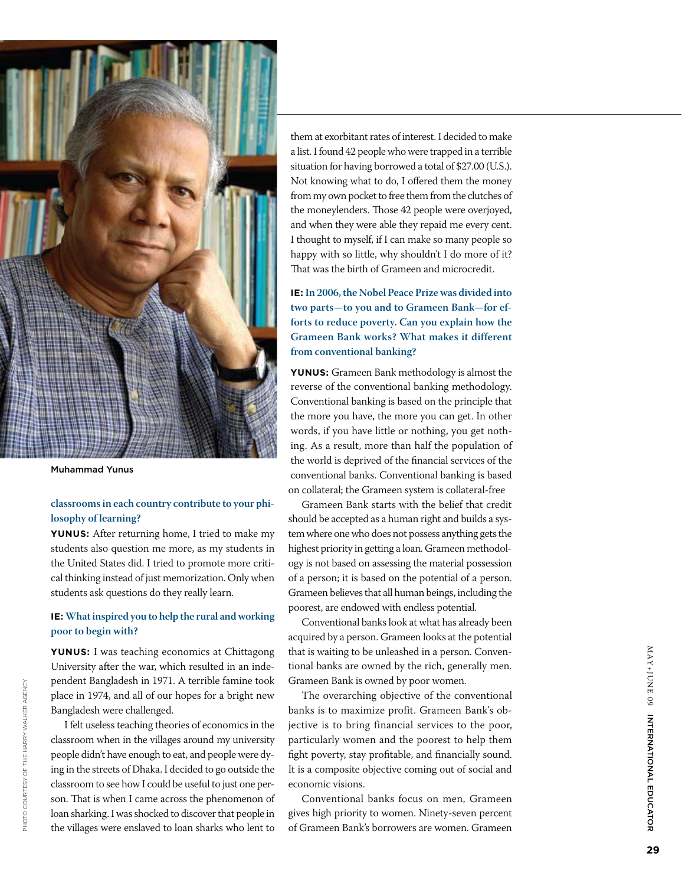Muhammad Yunus

**classrooms in each country contribute to your philosophy of learning?**

**YUNUS:** After returning home, I tried to make my students also question me more, as my students in the United States did. I tried to promote more critical thinking instead of just memorization. Only when students ask questions do they really learn.

**IE: What inspired you to help the rural and working poor to begin with?**

**YUNUS:** I was teaching economics at Chittagong University after the war, which resulted in an independent Bangladesh in 1971. A terrible famine took place in 1974, and all of our hopes for a bright new Bangladesh were challenged.

I felt useless teaching theories of economics in the classroom when in the villages around my university people didn't have enough to eat, and people were dying in the streets of Dhaka. I decided to go outside the classroom to see how I could be useful to just one person. That is when I came across the phenomenon of loan sharking. I was shocked to discover that people in the villages were enslaved to loan sharks who lent to them at exorbitant rates of interest. I decided to make a list. I found 42 people who were trapped in a terrible situation for having borrowed a total of $27.00 (U.S.). Not knowing what to do, I offered them the money from my own pocket to free them from the clutches of the moneylenders. Those 42 people were overjoyed, and when they were able they repaid me every cent. I thought to myself, if I can make so many people so happy with so little, why shouldn't I do more of it? That was the birth of Grameen and microcredit.

**IE: In 2006, the Nobel Peace Prize was divided into two parts—to you and to Grameen Bank—for efforts to reduce poverty. Can you explain how the Grameen Bank works? What makes it different from conventional banking?**

**YUNUS:** Grameen Bank methodology is almost the reverse of the conventional banking methodology. Conventional banking is based on the principle that the more you have, the more you can get. In other words, if you have little or nothing, you get nothing. As a result, more than half the population of the world is deprived of the financial services of the conventional banks. Conventional banking is based on collateral; the Grameen system is collateral-free

Grameen Bank starts with the belief that credit should be accepted as a human right and builds a system where one who does not possess anything gets the highest priority in getting a loan. Grameen methodology is not based on assessing the material possession of a person; it is based on the potential of a person. Grameen believes that all human beings, including the poorest, are endowed with endless potential.

Conventional banks look at what has already been acquired by a person. Grameen looks at the potential that is waiting to be unleashed in a person. Conventional banks are owned by the rich, generally men. Grameen Bank is owned by poor women.

The overarching objective of the conventional banks is to maximize profit. Grameen Bank's objective is to bring financial services to the poor, particularly women and the poorest to help them fight poverty, stay profitable, and financially sound. It is a composite objective coming out of social and economic visions.

Conventional banks focus on men, Grameen gives high priority to women. Ninety-seven percent of Grameen Bank's borrowers are women. Grameen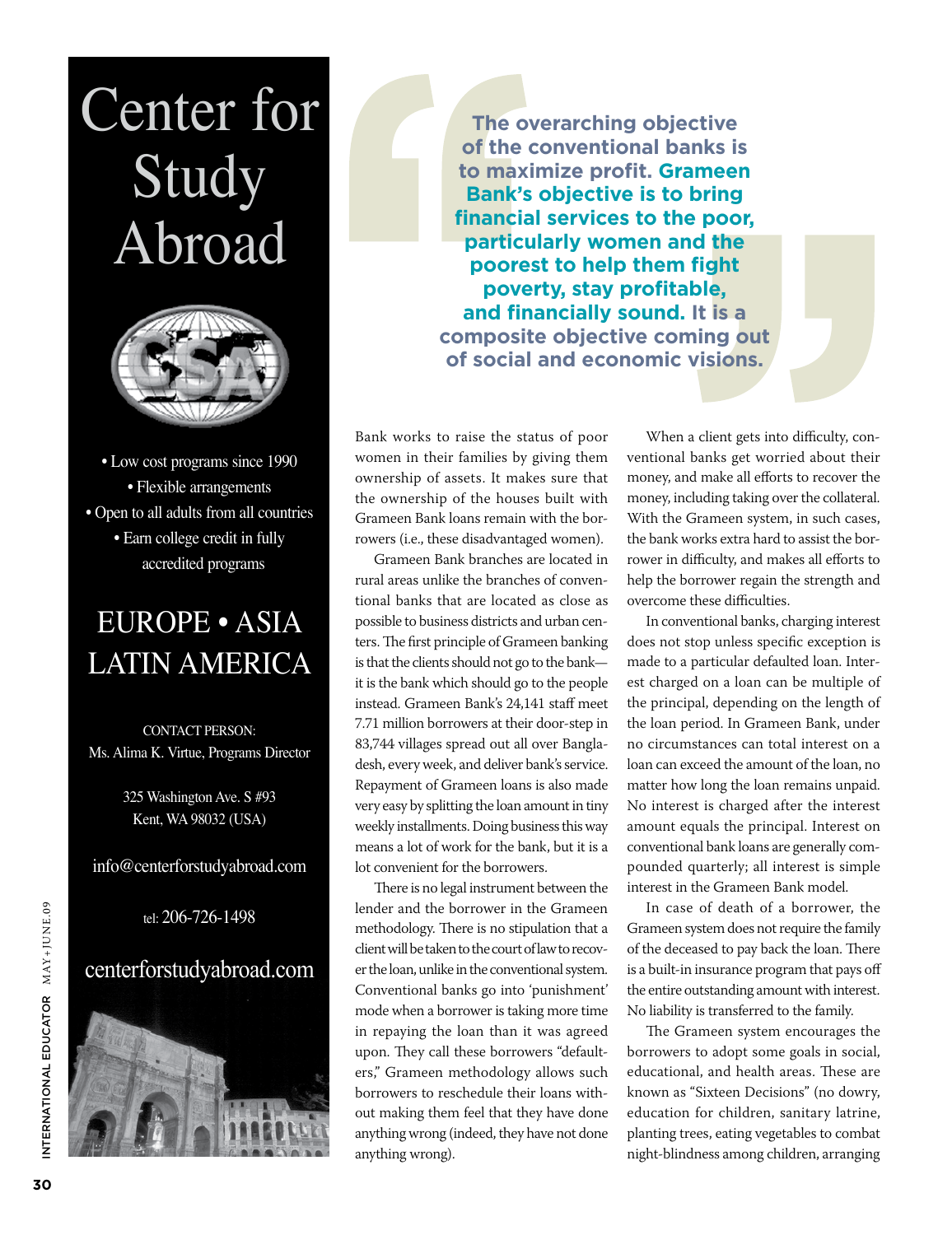# Center for Study Abroad

- Low cost programs since 1990
- Flexible arrangements
- Open to all adults from all countries
- Earn college credit in fully accredited programs

EUROPE • ASIA
LATIN AMERICA

CONTACT PERSON:
Ms. Alima K. Virtue, Programs Director

325 Washington Ave. S #93
Kent, WA 98032 (USA)

info@centerforstudyabroad.com

tel: 206-726-1498

centerforstudyabroad.com

---

> **The overarching objective of the conventional banks is to maximize profit. Grameen Bank's objective is to bring financial services to the poor, particularly women and the poorest to help them fight poverty, stay profitable, and financially sound. It is a composite objective coming out of social and economic visions.**

Bank works to raise the status of poor women in their families by giving them ownership of assets. It makes sure that the ownership of the houses built with Grameen Bank loans remain with the borrowers (i.e., these disadvantaged women).

Grameen Bank branches are located in rural areas unlike the branches of conventional banks that are located as close as possible to business districts and urban centers. The first principle of Grameen banking is that the clients should not go to the bank—it is the bank which should go to the people instead. Grameen Bank's 24,141 staff meet 7.71 million borrowers at their door-step in 83,744 villages spread out all over Bangladesh, every week, and deliver bank's service. Repayment of Grameen loans is also made very easy by splitting the loan amount in tiny weekly installments. Doing business this way means a lot of work for the bank, but it is a lot convenient for the borrowers.

There is no legal instrument between the lender and the borrower in the Grameen methodology. There is no stipulation that a client will be taken to the court of law to recover the loan, unlike in the conventional system. Conventional banks go into 'punishment' mode when a borrower is taking more time in repaying the loan than it was agreed upon. They call these borrowers "defaulters," Grameen methodology allows such borrowers to reschedule their loans without making them feel that they have done anything wrong (indeed, they have not done anything wrong).

When a client gets into difficulty, conventional banks get worried about their money, and make all efforts to recover the money, including taking over the collateral. With the Grameen system, in such cases, the bank works extra hard to assist the borrower in difficulty, and makes all efforts to help the borrower regain the strength and overcome these difficulties.

In conventional banks, charging interest does not stop unless specific exception is made to a particular defaulted loan. Interest charged on a loan can be multiple of the principal, depending on the length of the loan period. In Grameen Bank, under no circumstances can total interest on a loan can exceed the amount of the loan, no matter how long the loan remains unpaid. No interest is charged after the interest amount equals the principal. Interest on conventional bank loans are generally compounded quarterly; all interest is simple interest in the Grameen Bank model.

In case of death of a borrower, the Grameen system does not require the family of the deceased to pay back the loan. There is a built-in insurance program that pays off the entire outstanding amount with interest. No liability is transferred to the family.

The Grameen system encourages the borrowers to adopt some goals in social, educational, and health areas. These are known as "Sixteen Decisions" (no dowry, education for children, sanitary latrine, planting trees, eating vegetables to combat night-blindness among children, arranging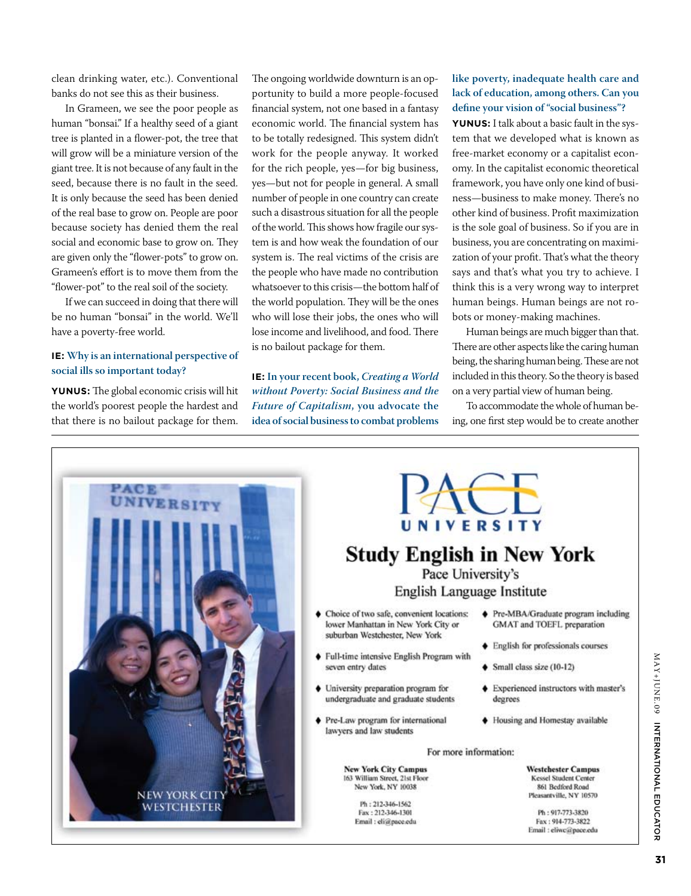clean drinking water, etc.). Conventional banks do not see this as their business.

In Grameen, we see the poor people as human "bonsai." If a healthy seed of a giant tree is planted in a flower-pot, the tree that will grow will be a miniature version of the giant tree. It is not because of any fault in the seed, because there is no fault in the seed. It is only because the seed has been denied of the real base to grow on. People are poor because society has denied them the real social and economic base to grow on. They are given only the "flower-pots" to grow on. Grameen's effort is to move them from the "flower-pot" to the real soil of the society.

If we can succeed in doing that there will be no human "bonsai" in the world. We'll have a poverty-free world.

**IE: Why is an international perspective of social ills so important today?**

**YUNUS:** The global economic crisis will hit the world's poorest people the hardest and that there is no bailout package for them. The ongoing worldwide downturn is an opportunity to build a more people-focused financial system, not one based in a fantasy economic world. The financial system has to be totally redesigned. This system didn't work for the people anyway. It worked for the rich people, yes—for big business, yes—but not for people in general. A small number of people in one country can create such a disastrous situation for all the people of the world. This shows how fragile our system is and how weak the foundation of our system is. The real victims of the crisis are the people who have made no contribution whatsoever to this crisis—the bottom half of the world population. They will be the ones who will lose their jobs, the ones who will lose income and livelihood, and food. There is no bailout package for them.

**IE: In your recent book, *Creating a World without Poverty: Social Business and the Future of Capitalism*, you advocate the idea of social business to combat problems like poverty, inadequate health care and lack of education, among others. Can you define your vision of "social business"?**

**YUNUS:** I talk about a basic fault in the system that we developed what is known as free-market economy or a capitalist economy. In the capitalist economic theoretical framework, you have only one kind of business—business to make money. There's no other kind of business. Profit maximization is the sole goal of business. So if you are in business, you are concentrating on maximization of your profit. That's what the theory says and that's what you try to achieve. I think this is a very wrong way to interpret human beings. Human beings are not robots or money-making machines.

Human beings are much bigger than that. There are other aspects like the caring human being, the sharing human being. These are not included in this theory. So the theory is based on a very partial view of human being.

To accommodate the whole of human being, one first step would be to create another

---

# PACE UNIVERSITY

## Study English in New York

Pace University's
English Language Institute

- Choice of two safe, convenient locations: lower Manhattan in New York City or suburban Westchester, New York
- Full-time intensive English Program with seven entry dates
- University preparation program for undergraduate and graduate students
- Pre-Law program for international lawyers and law students
- Pre-MBA/Graduate program including GMAT and TOEFL preparation
- English for professionals courses
- Small class size (10-12)
- Experienced instructors with master's degrees
- Housing and Homestay available

For more information:

**New York City Campus**
163 William Street, 21st Floor
New York, NY 10038

Ph : 212-346-1562
Fax : 212-346-1301
Email : eli@pace.edu

**Westchester Campus**
Kessel Student Center
861 Bedford Road
Pleasantville, NY 10570

Ph : 917-773-3820
Fax : 914-773-3822
Email : eliwc@pace.edu

NEW YORK CITY
WESTCHESTER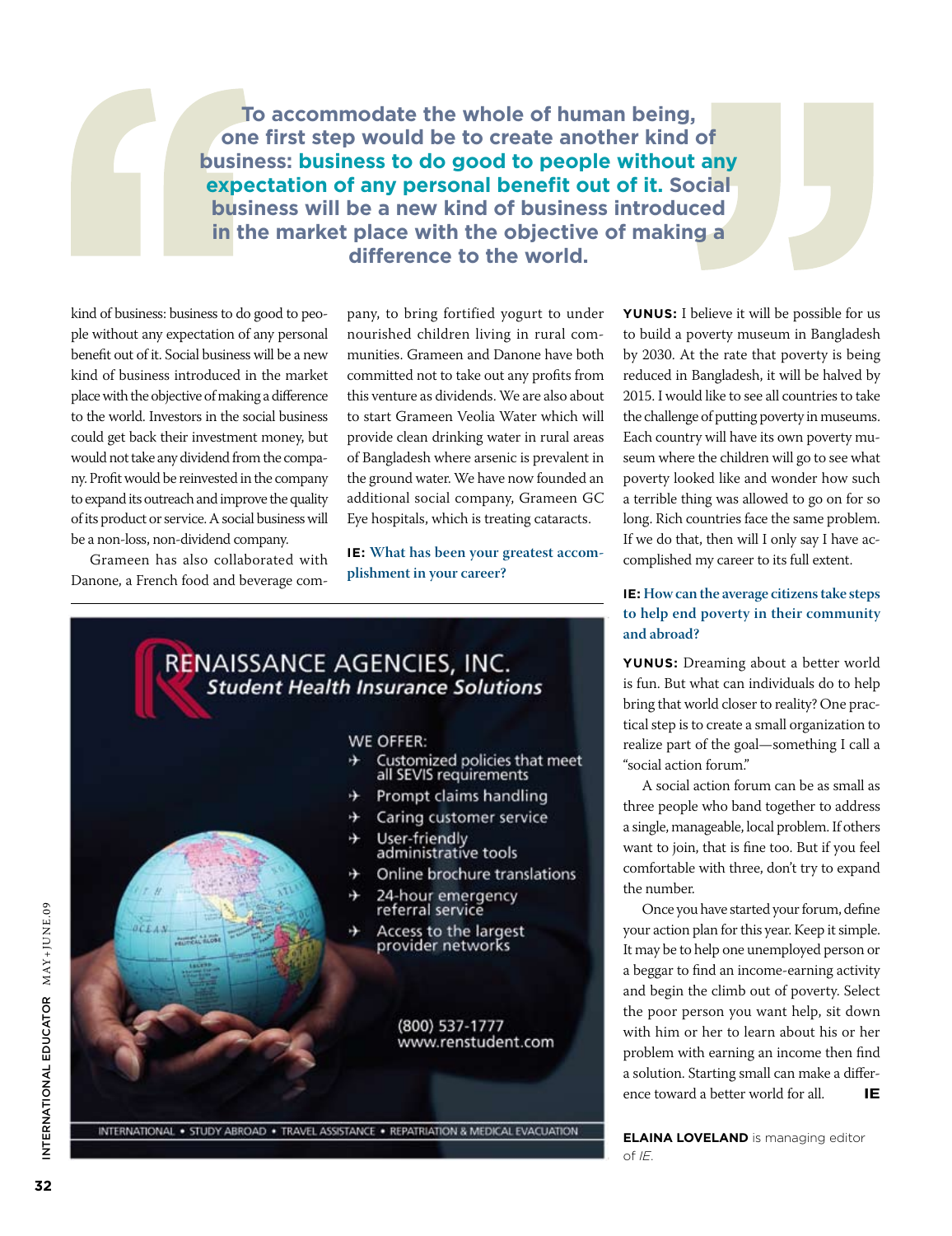> **To accommodate the whole of human being, one first step would be to create another kind of business: business to do good to people without any expectation of any personal benefit out of it. Social business will be a new kind of business introduced in the market place with the objective of making a difference to the world.**

kind of business: business to do good to people without any expectation of any personal benefit out of it. Social business will be a new kind of business introduced in the market place with the objective of making a difference to the world. Investors in the social business could get back their investment money, but would not take any dividend from the company. Profit would be reinvested in the company to expand its outreach and improve the quality of its product or service. A social business will be a non-loss, non-dividend company.

Grameen has also collaborated with Danone, a French food and beverage company, to bring fortified yogurt to under nourished children living in rural communities. Grameen and Danone have both committed not to take out any profits from this venture as dividends. We are also about to start Grameen Veolia Water which will provide clean drinking water in rural areas of Bangladesh where arsenic is prevalent in the ground water. We have now founded an additional social company, Grameen GC Eye hospitals, which is treating cataracts.

**IE: What has been your greatest accomplishment in your career?**

**YUNUS:** I believe it will be possible for us to build a poverty museum in Bangladesh by 2030. At the rate that poverty is being reduced in Bangladesh, it will be halved by 2015. I would like to see all countries to take the challenge of putting poverty in museums. Each country will have its own poverty museum where the children will go to see what poverty looked like and wonder how such a terrible thing was allowed to go on for so long. Rich countries face the same problem. If we do that, then will I only say I have accomplished my career to its full extent.

**IE: How can the average citizens take steps to help end poverty in their community and abroad?**

**YUNUS:** Dreaming about a better world is fun. But what can individuals do to help bring that world closer to reality? One practical step is to create a small organization to realize part of the goal—something I call a "social action forum."

A social action forum can be as small as three people who band together to address a single, manageable, local problem. If others want to join, that is fine too. But if you feel comfortable with three, don't try to expand the number.

Once you have started your forum, define your action plan for this year. Keep it simple. It may be to help one unemployed person or a beggar to find an income-earning activity and begin the climb out of poverty. Select the poor person you want help, sit down with him or her to learn about his or her problem with earning an income then find a solution. Starting small can make a difference toward a better world for all. **IE**

**RENAISSANCE AGENCIES, INC.**
*Student Health Insurance Solutions*

WE OFFER:
- Customized policies that meet all SEVIS requirements
- Prompt claims handling
- Caring customer service
- User-friendly administrative tools
- Online brochure translations
- 24-hour emergency referral service
- Access to the largest provider networks

(800) 537-1777
www.renstudent.com

INTERNATIONAL • STUDY ABROAD • TRAVEL ASSISTANCE • REPATRIATION & MEDICAL EVACUATION

**ELAINA LOVELAND** is managing editor of *IE*.